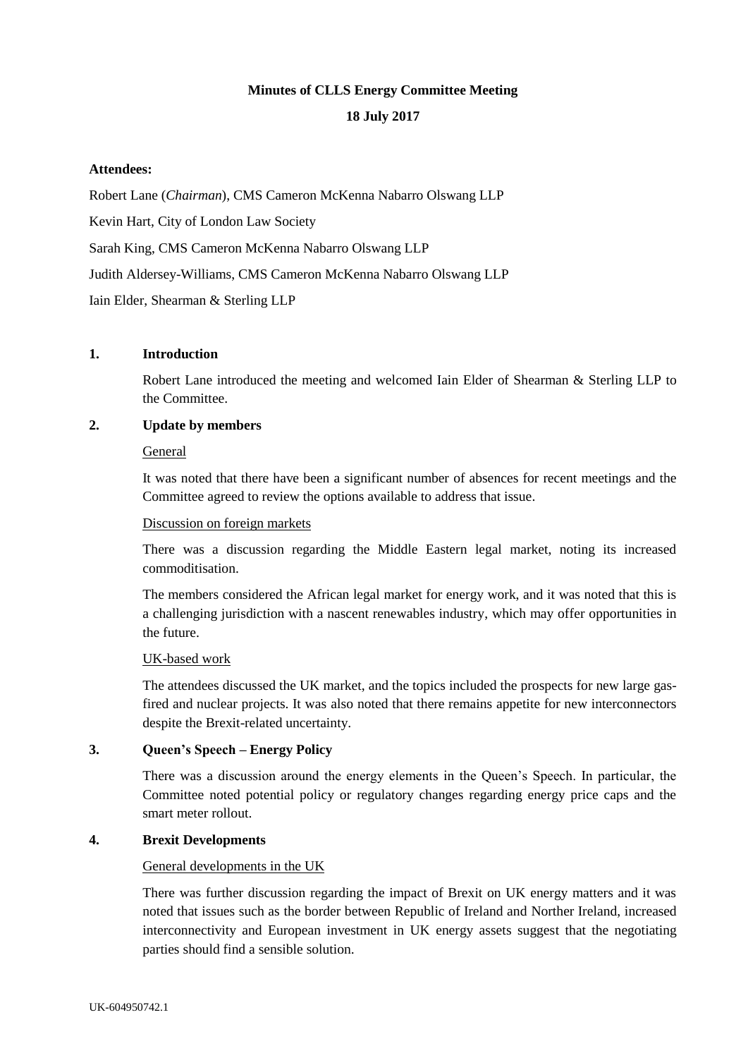**Minutes of CLLS Energy Committee Meeting**

**18 July 2017**

**Attendees:**

Robert Lane (*Chairman*), CMS Cameron McKenna Nabarro Olswang LLP

Kevin Hart, City of London Law Society

Sarah King, CMS Cameron McKenna Nabarro Olswang LLP

Judith Aldersey-Williams, CMS Cameron McKenna Nabarro Olswang LLP

Iain Elder, Shearman & Sterling LLP

## 1. Introduction

Robert Lane introduced the meeting and welcomed Iain Elder of Shearman & Sterling LLP to the Committee.

## 2. Update by members

General

It was noted that there have been a significant number of absences for recent meetings and the Committee agreed to review the options available to address that issue.

Discussion on foreign markets

There was a discussion regarding the Middle Eastern legal market, noting its increased commoditisation.

The members considered the African legal market for energy work, and it was noted that this is a challenging jurisdiction with a nascent renewables industry, which may offer opportunities in the future.

UK-based work

The attendees discussed the UK market, and the topics included the prospects for new large gas-fired and nuclear projects. It was also noted that there remains appetite for new interconnectors despite the Brexit-related uncertainty.

## 3. Queen's Speech – Energy Policy

There was a discussion around the energy elements in the Queen's Speech. In particular, the Committee noted potential policy or regulatory changes regarding energy price caps and the smart meter rollout.

## 4. Brexit Developments

General developments in the UK

There was further discussion regarding the impact of Brexit on UK energy matters and it was noted that issues such as the border between Republic of Ireland and Norther Ireland, increased interconnectivity and European investment in UK energy assets suggest that the negotiating parties should find a sensible solution.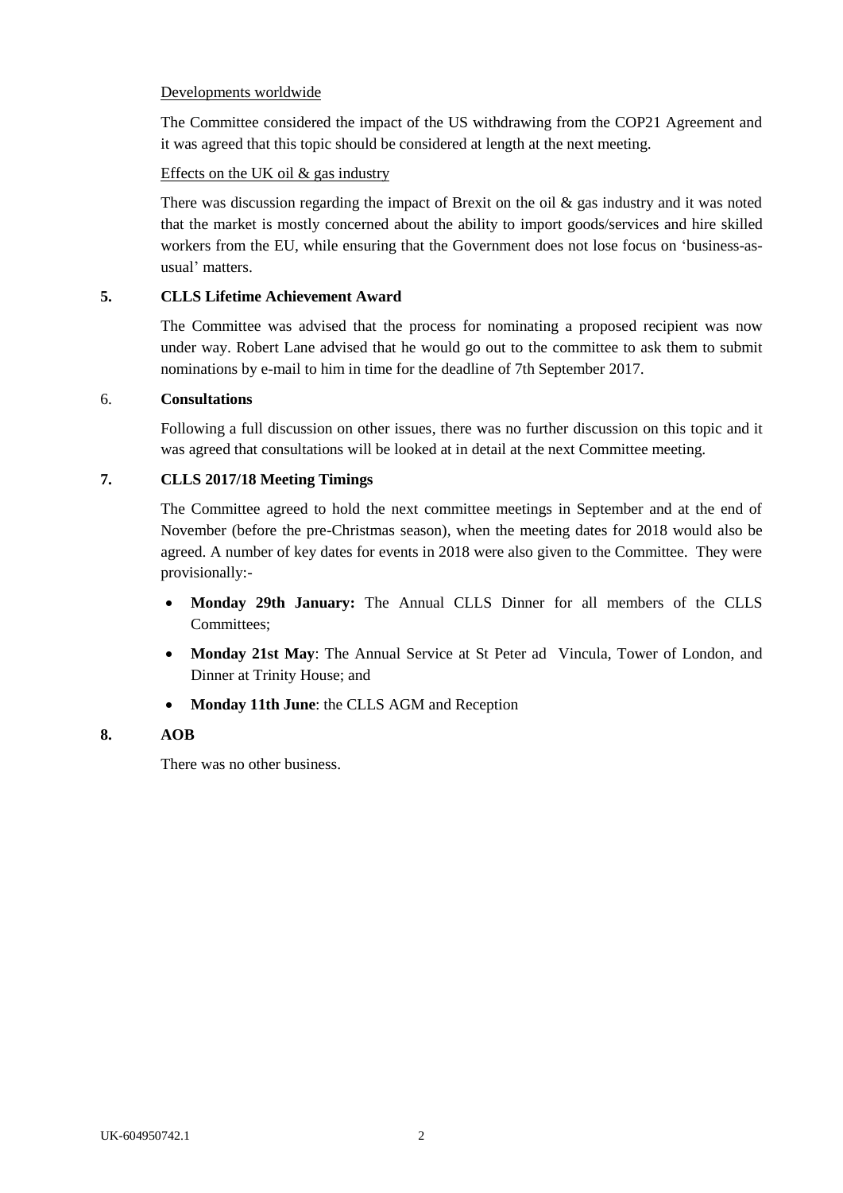Developments worldwide

The Committee considered the impact of the US withdrawing from the COP21 Agreement and it was agreed that this topic should be considered at length at the next meeting.

Effects on the UK oil & gas industry

There was discussion regarding the impact of Brexit on the oil & gas industry and it was noted that the market is mostly concerned about the ability to import goods/services and hire skilled workers from the EU, while ensuring that the Government does not lose focus on 'business-as-usual' matters.

## 5. CLLS Lifetime Achievement Award

The Committee was advised that the process for nominating a proposed recipient was now under way. Robert Lane advised that he would go out to the committee to ask them to submit nominations by e-mail to him in time for the deadline of 7th September 2017.

## 6. Consultations

Following a full discussion on other issues, there was no further discussion on this topic and it was agreed that consultations will be looked at in detail at the next Committee meeting.

## 7. CLLS 2017/18 Meeting Timings

The Committee agreed to hold the next committee meetings in September and at the end of November (before the pre-Christmas season), when the meeting dates for 2018 would also be agreed. A number of key dates for events in 2018 were also given to the Committee. They were provisionally:-

- **Monday 29th January:** The Annual CLLS Dinner for all members of the CLLS Committees;
- **Monday 21st May**: The Annual Service at St Peter ad Vincula, Tower of London, and Dinner at Trinity House; and
- **Monday 11th June**: the CLLS AGM and Reception

## 8. AOB

There was no other business.

UK-604950742.1